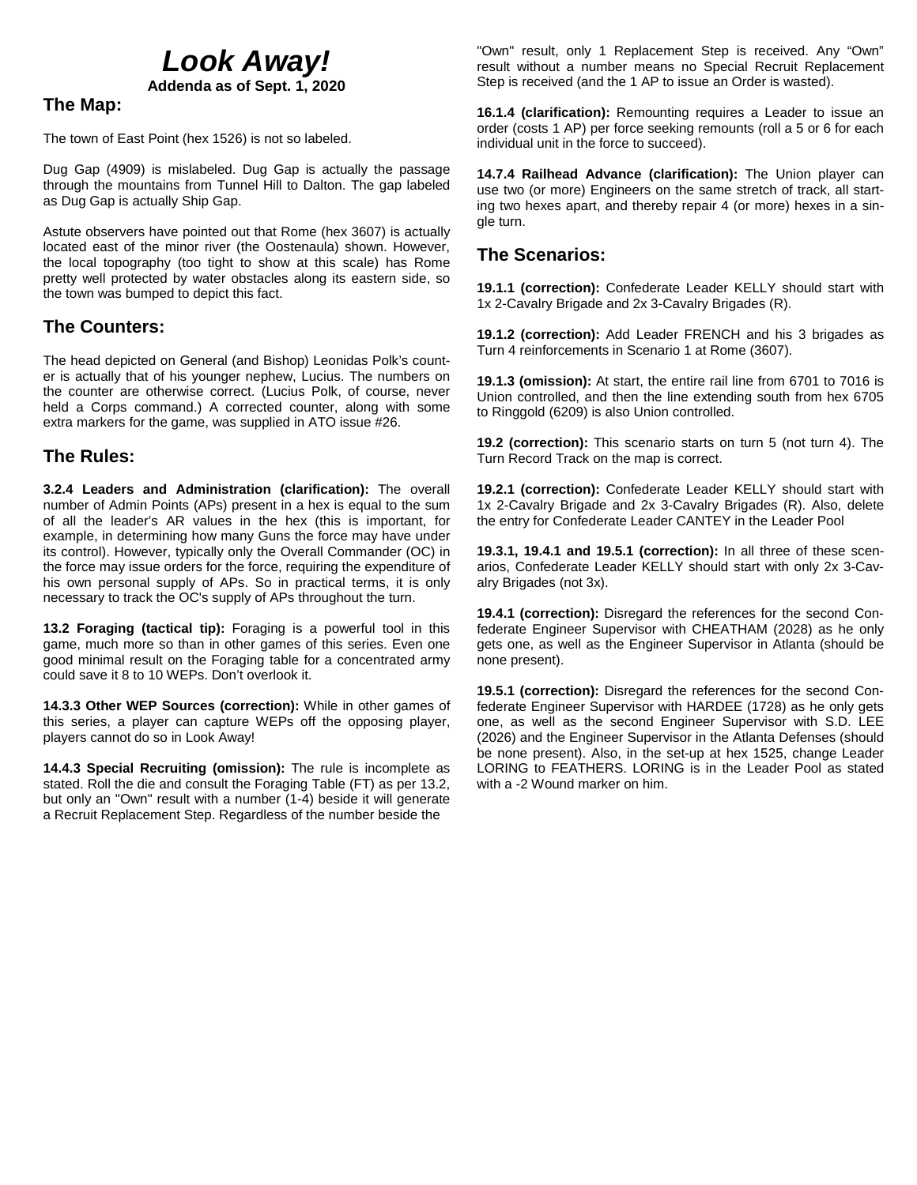# Look Away!

**Addenda as of Sept. 1, 2020**

## The Map:

The town of East Point (hex 1526) is not so labeled.

Dug Gap (4909) is mislabeled. Dug Gap is actually the passage through the mountains from Tunnel Hill to Dalton. The gap labeled as Dug Gap is actually Ship Gap.

Astute observers have pointed out that Rome (hex 3607) is actually located east of the minor river (the Oostenaula) shown. However, the local topography (too tight to show at this scale) has Rome pretty well protected by water obstacles along its eastern side, so the town was bumped to depict this fact.

## The Counters:

The head depicted on General (and Bishop) Leonidas Polk's counter is actually that of his younger nephew, Lucius. The numbers on the counter are otherwise correct. (Lucius Polk, of course, never held a Corps command.) A corrected counter, along with some extra markers for the game, was supplied in ATO issue #26.

## The Rules:

**3.2.4 Leaders and Administration (clarification):** The overall number of Admin Points (APs) present in a hex is equal to the sum of all the leader's AR values in the hex (this is important, for example, in determining how many Guns the force may have under its control). However, typically only the Overall Commander (OC) in the force may issue orders for the force, requiring the expenditure of his own personal supply of APs. So in practical terms, it is only necessary to track the OC's supply of APs throughout the turn.

**13.2 Foraging (tactical tip):** Foraging is a powerful tool in this game, much more so than in other games of this series. Even one good minimal result on the Foraging table for a concentrated army could save it 8 to 10 WEPs. Don't overlook it.

**14.3.3 Other WEP Sources (correction):** While in other games of this series, a player can capture WEPs off the opposing player, players cannot do so in Look Away!

**14.4.3 Special Recruiting (omission):** The rule is incomplete as stated. Roll the die and consult the Foraging Table (FT) as per 13.2, but only an "Own" result with a number (1-4) beside it will generate a Recruit Replacement Step. Regardless of the number beside the "Own" result, only 1 Replacement Step is received. Any "Own" result without a number means no Special Recruit Replacement Step is received (and the 1 AP to issue an Order is wasted).

**16.1.4 (clarification):** Remounting requires a Leader to issue an order (costs 1 AP) per force seeking remounts (roll a 5 or 6 for each individual unit in the force to succeed).

**14.7.4 Railhead Advance (clarification):** The Union player can use two (or more) Engineers on the same stretch of track, all starting two hexes apart, and thereby repair 4 (or more) hexes in a single turn.

## The Scenarios:

**19.1.1 (correction):** Confederate Leader KELLY should start with 1x 2-Cavalry Brigade and 2x 3-Cavalry Brigades (R).

**19.1.2 (correction):** Add Leader FRENCH and his 3 brigades as Turn 4 reinforcements in Scenario 1 at Rome (3607).

**19.1.3 (omission):** At start, the entire rail line from 6701 to 7016 is Union controlled, and then the line extending south from hex 6705 to Ringgold (6209) is also Union controlled.

**19.2 (correction):** This scenario starts on turn 5 (not turn 4). The Turn Record Track on the map is correct.

**19.2.1 (correction):** Confederate Leader KELLY should start with 1x 2-Cavalry Brigade and 2x 3-Cavalry Brigades (R). Also, delete the entry for Confederate Leader CANTEY in the Leader Pool

**19.3.1, 19.4.1 and 19.5.1 (correction):** In all three of these scenarios, Confederate Leader KELLY should start with only 2x 3-Cavalry Brigades (not 3x).

**19.4.1 (correction):** Disregard the references for the second Confederate Engineer Supervisor with CHEATHAM (2028) as he only gets one, as well as the Engineer Supervisor in Atlanta (should be none present).

**19.5.1 (correction):** Disregard the references for the second Confederate Engineer Supervisor with HARDEE (1728) as he only gets one, as well as the second Engineer Supervisor with S.D. LEE (2026) and the Engineer Supervisor in the Atlanta Defenses (should be none present). Also, in the set-up at hex 1525, change Leader LORING to FEATHERS. LORING is in the Leader Pool as stated with a -2 Wound marker on him.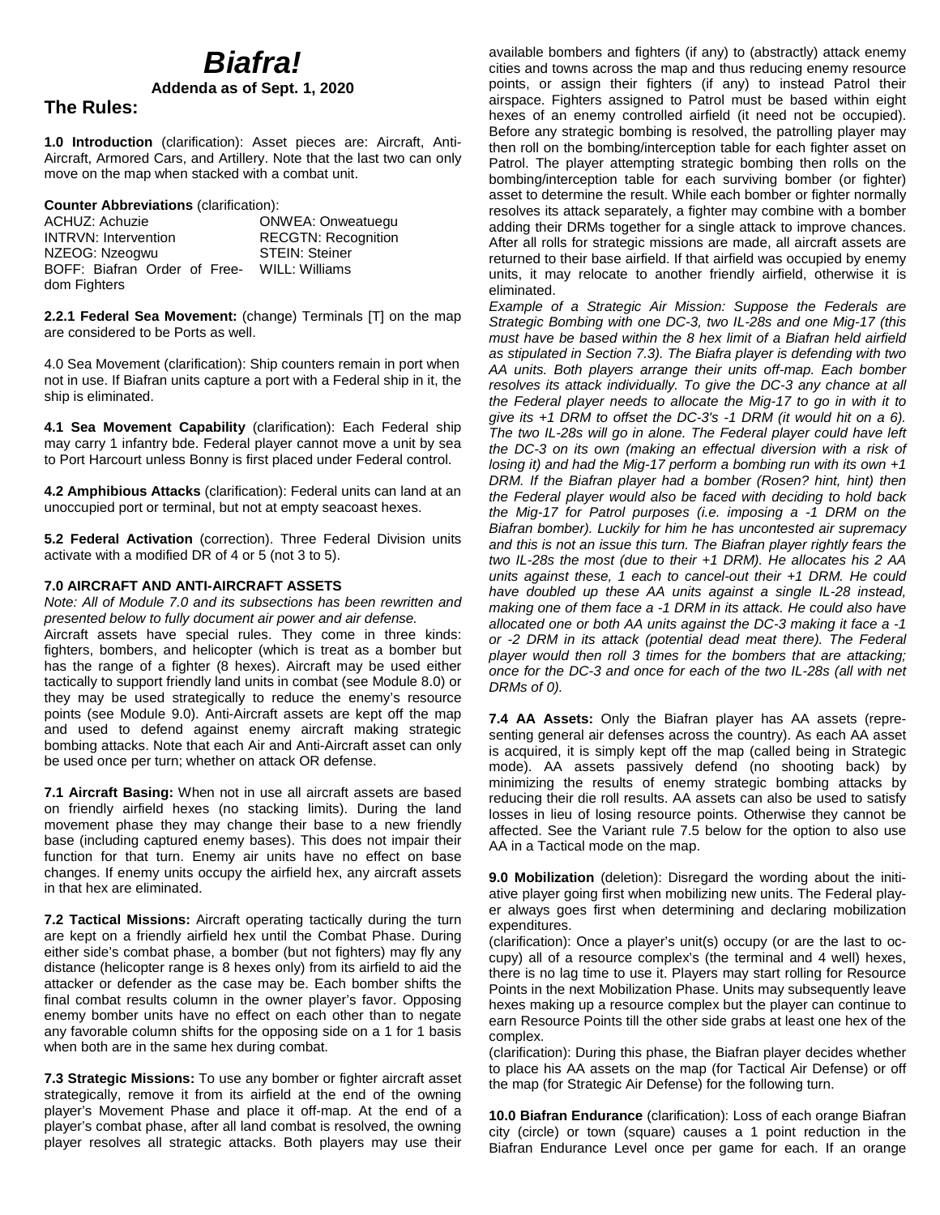# *Biafra!*

**Addenda as of Sept. 1, 2020**

## The Rules:

**1.0 Introduction** (clarification): Asset pieces are: Aircraft, Anti-Aircraft, Armored Cars, and Artillery. Note that the last two can only move on the map when stacked with a combat unit.

**Counter Abbreviations** (clarification):

| | |
|---|---|
| ACHUZ: Achuzie | ONWEA: Onweatuegu |
| INTRVN: Intervention | RECGTN: Recognition |
| NZEOG: Nzeogwu | STEIN: Steiner |
| BOFF: Biafran Order of Freedom Fighters | WILL: Williams |

**2.2.1 Federal Sea Movement:** (change) Terminals [T] on the map are considered to be Ports as well.

4.0 Sea Movement (clarification): Ship counters remain in port when not in use. If Biafran units capture a port with a Federal ship in it, the ship is eliminated.

**4.1 Sea Movement Capability** (clarification): Each Federal ship may carry 1 infantry bde. Federal player cannot move a unit by sea to Port Harcourt unless Bonny is first placed under Federal control.

**4.2 Amphibious Attacks** (clarification): Federal units can land at an unoccupied port or terminal, but not at empty seacoast hexes.

**5.2 Federal Activation** (correction). Three Federal Division units activate with a modified DR of 4 or 5 (not 3 to 5).

**7.0 AIRCRAFT AND ANTI-AIRCRAFT ASSETS**

*Note: All of Module 7.0 and its subsections has been rewritten and presented below to fully document air power and air defense.*

Aircraft assets have special rules. They come in three kinds: fighters, bombers, and helicopter (which is treat as a bomber but has the range of a fighter (8 hexes). Aircraft may be used either tactically to support friendly land units in combat (see Module 8.0) or they may be used strategically to reduce the enemy's resource points (see Module 9.0). Anti-Aircraft assets are kept off the map and used to defend against enemy aircraft making strategic bombing attacks. Note that each Air and Anti-Aircraft asset can only be used once per turn; whether on attack OR defense.

**7.1 Aircraft Basing:** When not in use all aircraft assets are based on friendly airfield hexes (no stacking limits). During the land movement phase they may change their base to a new friendly base (including captured enemy bases). This does not impair their function for that turn. Enemy air units have no effect on base changes. If enemy units occupy the airfield hex, any aircraft assets in that hex are eliminated.

**7.2 Tactical Missions:** Aircraft operating tactically during the turn are kept on a friendly airfield hex until the Combat Phase. During either side's combat phase, a bomber (but not fighters) may fly any distance (helicopter range is 8 hexes only) from its airfield to aid the attacker or defender as the case may be. Each bomber shifts the final combat results column in the owner player's favor. Opposing enemy bomber units have no effect on each other than to negate any favorable column shifts for the opposing side on a 1 for 1 basis when both are in the same hex during combat.

**7.3 Strategic Missions:** To use any bomber or fighter aircraft asset strategically, remove it from its airfield at the end of the owning player's Movement Phase and place it off-map. At the end of a player's combat phase, after all land combat is resolved, the owning player resolves all strategic attacks. Both players may use their available bombers and fighters (if any) to (abstractly) attack enemy cities and towns across the map and thus reducing enemy resource points, or assign their fighters (if any) to instead Patrol their airspace. Fighters assigned to Patrol must be based within eight hexes of an enemy controlled airfield (it need not be occupied). Before any strategic bombing is resolved, the patrolling player may then roll on the bombing/interception table for each fighter asset on Patrol. The player attempting strategic bombing then rolls on the bombing/interception table for each surviving bomber (or fighter) asset to determine the result. While each bomber or fighter normally resolves its attack separately, a fighter may combine with a bomber adding their DRMs together for a single attack to improve chances. After all rolls for strategic missions are made, all aircraft assets are returned to their base airfield. If that airfield was occupied by enemy units, it may relocate to another friendly airfield, otherwise it is eliminated.

*Example of a Strategic Air Mission: Suppose the Federals are Strategic Bombing with one DC-3, two IL-28s and one Mig-17 (this must have be based within the 8 hex limit of a Biafran held airfield as stipulated in Section 7.3). The Biafra player is defending with two AA units. Both players arrange their units off-map. Each bomber resolves its attack individually. To give the DC-3 any chance at all the Federal player needs to allocate the Mig-17 to go in with it to give its +1 DRM to offset the DC-3's -1 DRM (it would hit on a 6). The two IL-28s will go in alone. The Federal player could have left the DC-3 on its own (making an effectual diversion with a risk of losing it) and had the Mig-17 perform a bombing run with its own +1 DRM. If the Biafran player had a bomber (Rosen? hint, hint) then the Federal player would also be faced with deciding to hold back the Mig-17 for Patrol purposes (i.e. imposing a -1 DRM on the Biafran bomber). Luckily for him he has uncontested air supremacy and this is not an issue this turn. The Biafran player rightly fears the two IL-28s the most (due to their +1 DRM). He allocates his 2 AA units against these, 1 each to cancel-out their +1 DRM. He could have doubled up these AA units against a single IL-28 instead, making one of them face a -1 DRM in its attack. He could also have allocated one or both AA units against the DC-3 making it face a -1 or -2 DRM in its attack (potential dead meat there). The Federal player would then roll 3 times for the bombers that are attacking; once for the DC-3 and once for each of the two IL-28s (all with net DRMs of 0).*

**7.4 AA Assets:** Only the Biafran player has AA assets (representing general air defenses across the country). As each AA asset is acquired, it is simply kept off the map (called being in Strategic mode). AA assets passively defend (no shooting back) by minimizing the results of enemy strategic bombing attacks by reducing their die roll results. AA assets can also be used to satisfy losses in lieu of losing resource points. Otherwise they cannot be affected. See the Variant rule 7.5 below for the option to also use AA in a Tactical mode on the map.

**9.0 Mobilization** (deletion): Disregard the wording about the initiative player going first when mobilizing new units. The Federal player always goes first when determining and declaring mobilization expenditures.

(clarification): Once a player's unit(s) occupy (or are the last to occupy) all of a resource complex's (the terminal and 4 well) hexes, there is no lag time to use it. Players may start rolling for Resource Points in the next Mobilization Phase. Units may subsequently leave hexes making up a resource complex but the player can continue to earn Resource Points till the other side grabs at least one hex of the complex.

(clarification): During this phase, the Biafran player decides whether to place his AA assets on the map (for Tactical Air Defense) or off the map (for Strategic Air Defense) for the following turn.

**10.0 Biafran Endurance** (clarification): Loss of each orange Biafran city (circle) or town (square) causes a 1 point reduction in the Biafran Endurance Level once per game for each. If an orange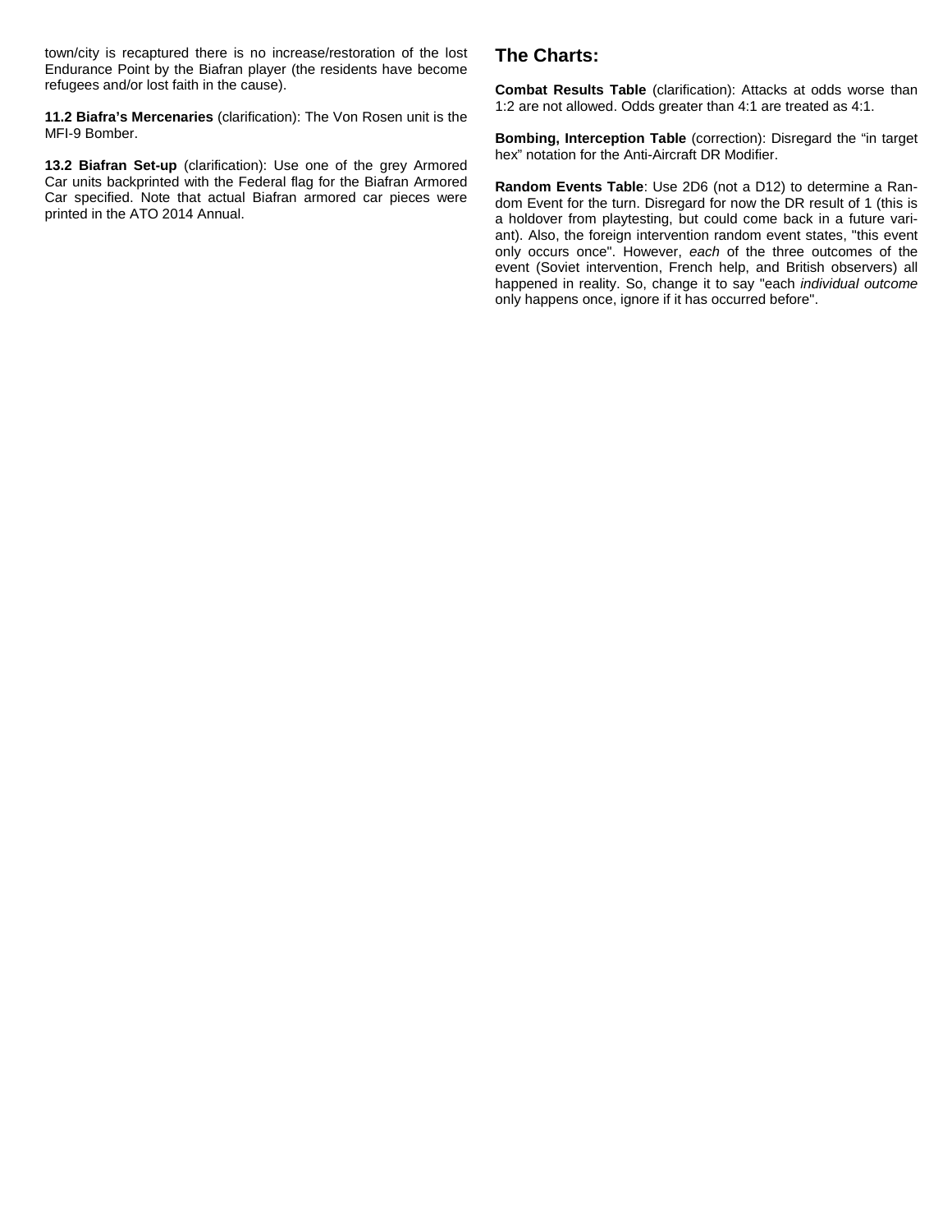town/city is recaptured there is no increase/restoration of the lost Endurance Point by the Biafran player (the residents have become refugees and/or lost faith in the cause).

**11.2 Biafra's Mercenaries** (clarification): The Von Rosen unit is the MFI-9 Bomber.

**13.2 Biafran Set-up** (clarification): Use one of the grey Armored Car units backprinted with the Federal flag for the Biafran Armored Car specified. Note that actual Biafran armored car pieces were printed in the ATO 2014 Annual.

## The Charts:

**Combat Results Table** (clarification): Attacks at odds worse than 1:2 are not allowed. Odds greater than 4:1 are treated as 4:1.

**Bombing, Interception Table** (correction): Disregard the "in target hex" notation for the Anti-Aircraft DR Modifier.

**Random Events Table**: Use 2D6 (not a D12) to determine a Random Event for the turn. Disregard for now the DR result of 1 (this is a holdover from playtesting, but could come back in a future variant). Also, the foreign intervention random event states, "this event only occurs once". However, *each* of the three outcomes of the event (Soviet intervention, French help, and British observers) all happened in reality. So, change it to say "each *individual outcome* only happens once, ignore if it has occurred before".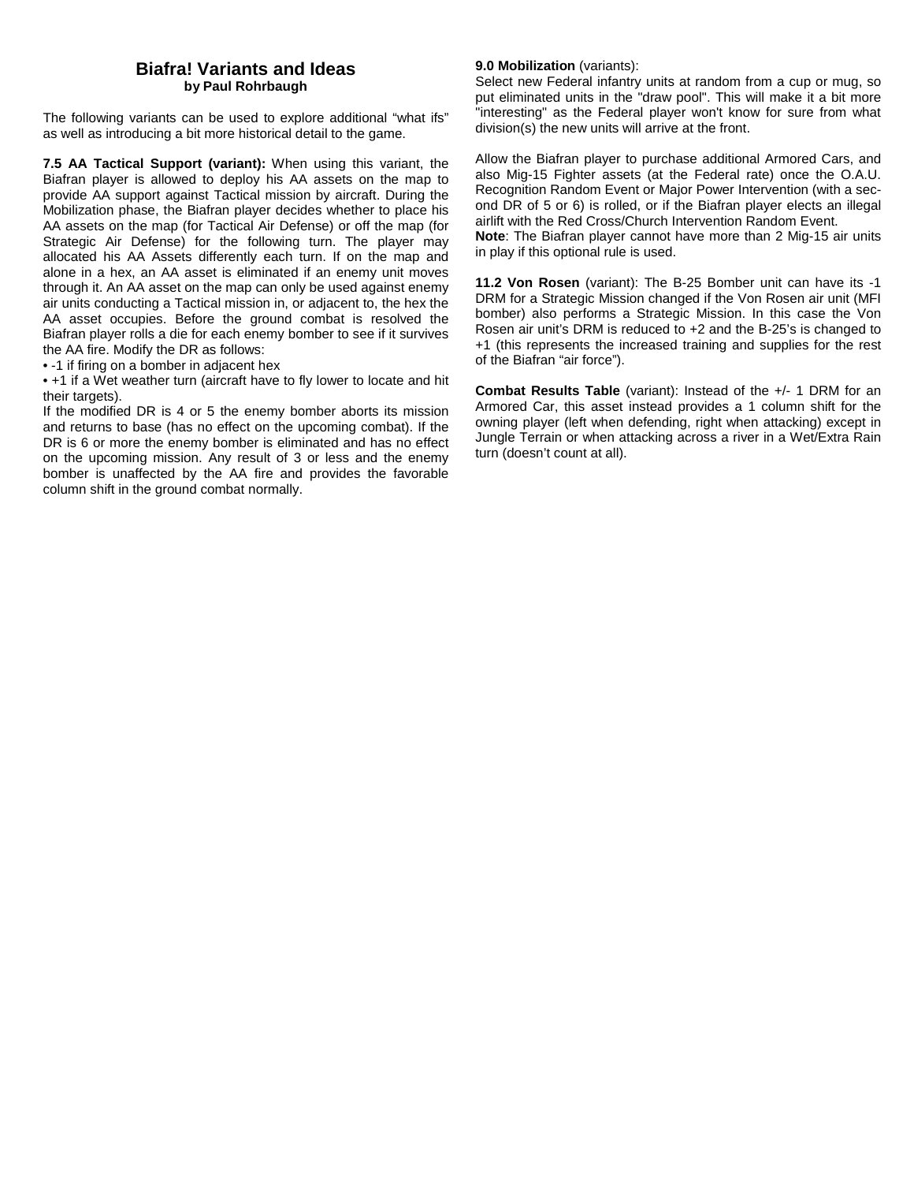## Biafra! Variants and Ideas
**by Paul Rohrbaugh**

The following variants can be used to explore additional "what ifs" as well as introducing a bit more historical detail to the game.

**7.5 AA Tactical Support (variant):** When using this variant, the Biafran player is allowed to deploy his AA assets on the map to provide AA support against Tactical mission by aircraft. During the Mobilization phase, the Biafran player decides whether to place his AA assets on the map (for Tactical Air Defense) or off the map (for Strategic Air Defense) for the following turn. The player may allocated his AA Assets differently each turn. If on the map and alone in a hex, an AA asset is eliminated if an enemy unit moves through it. An AA asset on the map can only be used against enemy air units conducting a Tactical mission in, or adjacent to, the hex the AA asset occupies. Before the ground combat is resolved the Biafran player rolls a die for each enemy bomber to see if it survives the AA fire. Modify the DR as follows:

- -1 if firing on a bomber in adjacent hex
- +1 if a Wet weather turn (aircraft have to fly lower to locate and hit their targets).

If the modified DR is 4 or 5 the enemy bomber aborts its mission and returns to base (has no effect on the upcoming combat). If the DR is 6 or more the enemy bomber is eliminated and has no effect on the upcoming mission. Any result of 3 or less and the enemy bomber is unaffected by the AA fire and provides the favorable column shift in the ground combat normally.

**9.0 Mobilization** (variants):
Select new Federal infantry units at random from a cup or mug, so put eliminated units in the "draw pool". This will make it a bit more "interesting" as the Federal player won't know for sure from what division(s) the new units will arrive at the front.

Allow the Biafran player to purchase additional Armored Cars, and also Mig-15 Fighter assets (at the Federal rate) once the O.A.U. Recognition Random Event or Major Power Intervention (with a second DR of 5 or 6) is rolled, or if the Biafran player elects an illegal airlift with the Red Cross/Church Intervention Random Event.
**Note**: The Biafran player cannot have more than 2 Mig-15 air units in play if this optional rule is used.

**11.2 Von Rosen** (variant): The B-25 Bomber unit can have its -1 DRM for a Strategic Mission changed if the Von Rosen air unit (MFI bomber) also performs a Strategic Mission. In this case the Von Rosen air unit's DRM is reduced to +2 and the B-25's is changed to +1 (this represents the increased training and supplies for the rest of the Biafran "air force").

**Combat Results Table** (variant): Instead of the +/- 1 DRM for an Armored Car, this asset instead provides a 1 column shift for the owning player (left when defending, right when attacking) except in Jungle Terrain or when attacking across a river in a Wet/Extra Rain turn (doesn't count at all).